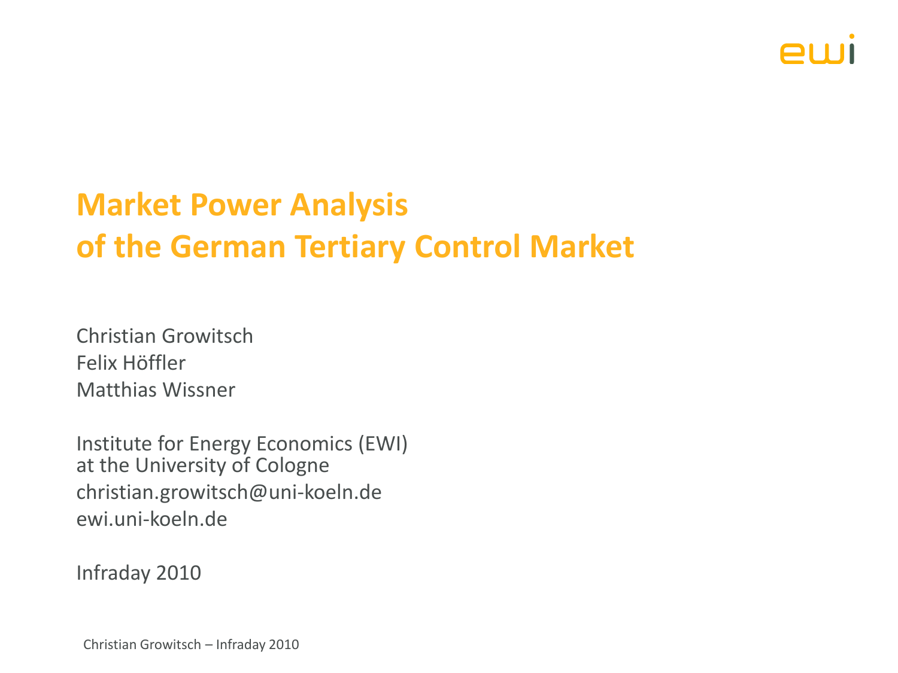# Market Power Analysis of the German Tertiary Control Market

Christian Growitsch
Felix Höffler
Matthias Wissner

Institute for Energy Economics (EWI)
at the University of Cologne
christian.growitsch@uni-koeln.de
ewi.uni-koeln.de

Infraday 2010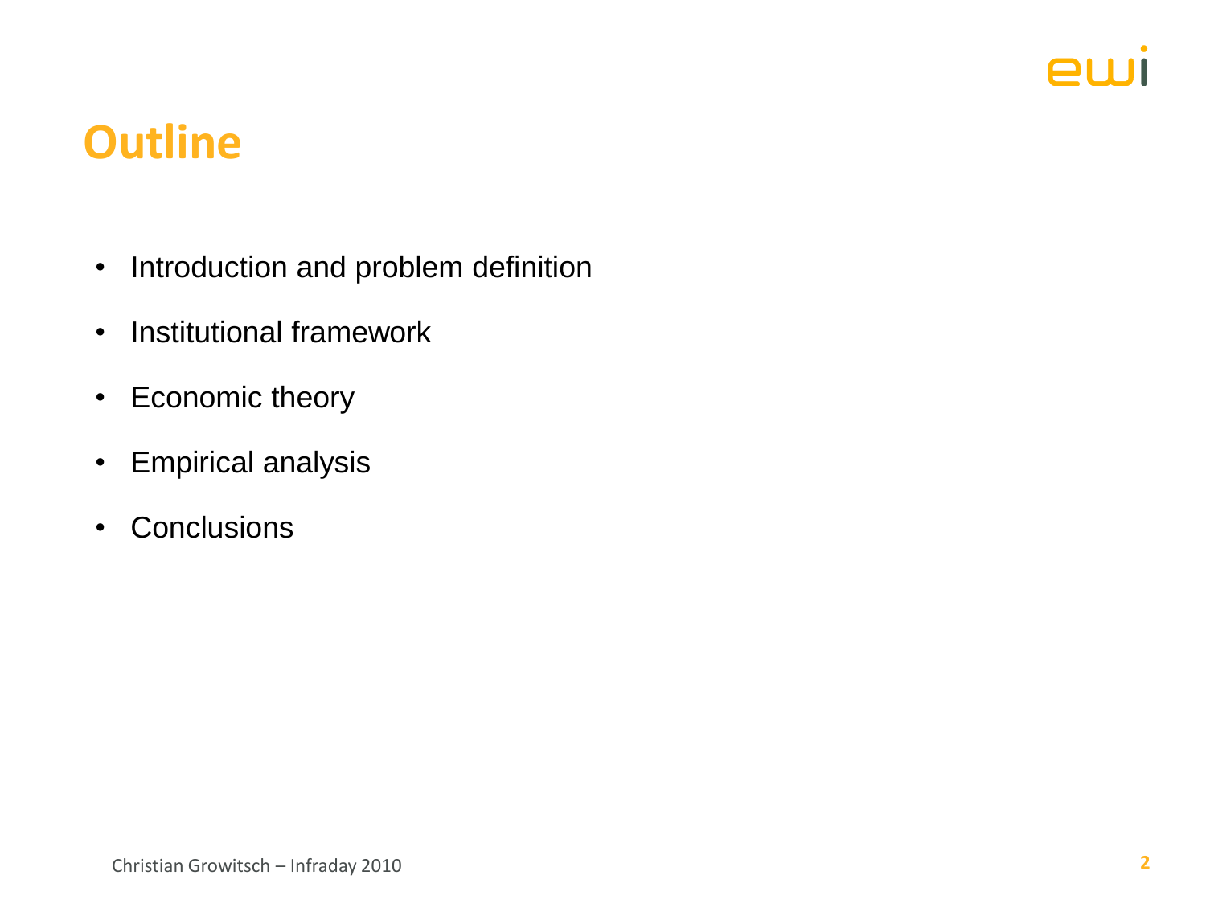# Outline

- Introduction and problem definition
- Institutional framework
- Economic theory
- Empirical analysis
- Conclusions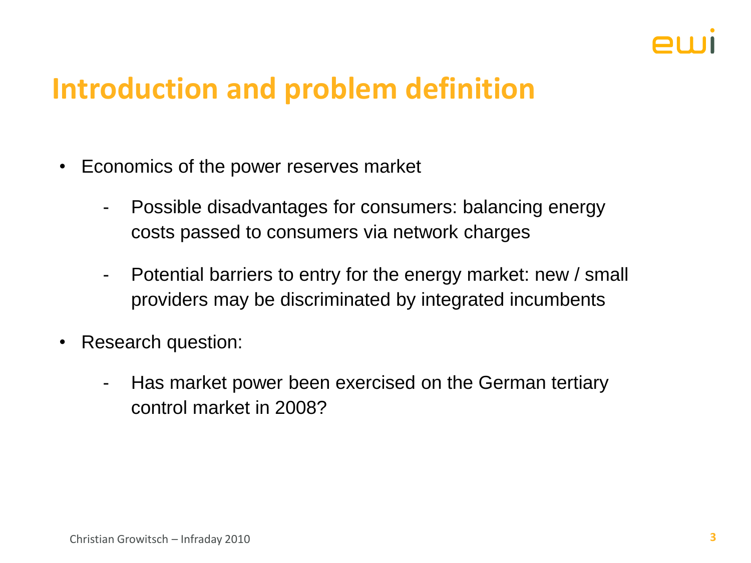# Introduction and problem definition

- Economics of the power reserves market
  - Possible disadvantages for consumers: balancing energy costs passed to consumers via network charges
  - Potential barriers to entry for the energy market: new / small providers may be discriminated by integrated incumbents
- Research question:
  - Has market power been exercised on the German tertiary control market in 2008?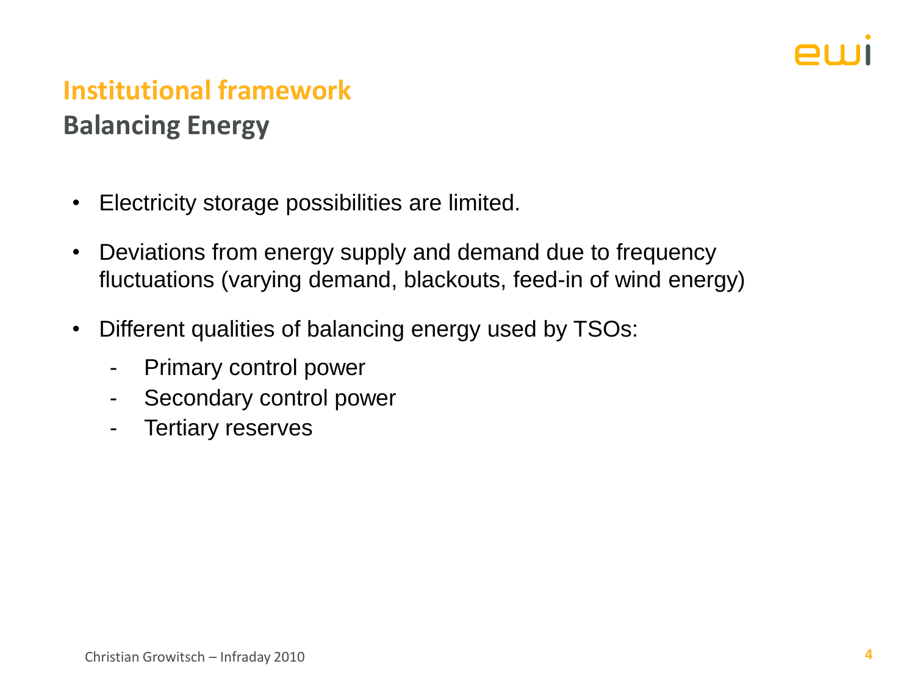# Institutional framework

## Balancing Energy

- Electricity storage possibilities are limited.
- Deviations from energy supply and demand due to frequency fluctuations (varying demand, blackouts, feed-in of wind energy)
- Different qualities of balancing energy used by TSOs:
  - Primary control power
  - Secondary control power
  - Tertiary reserves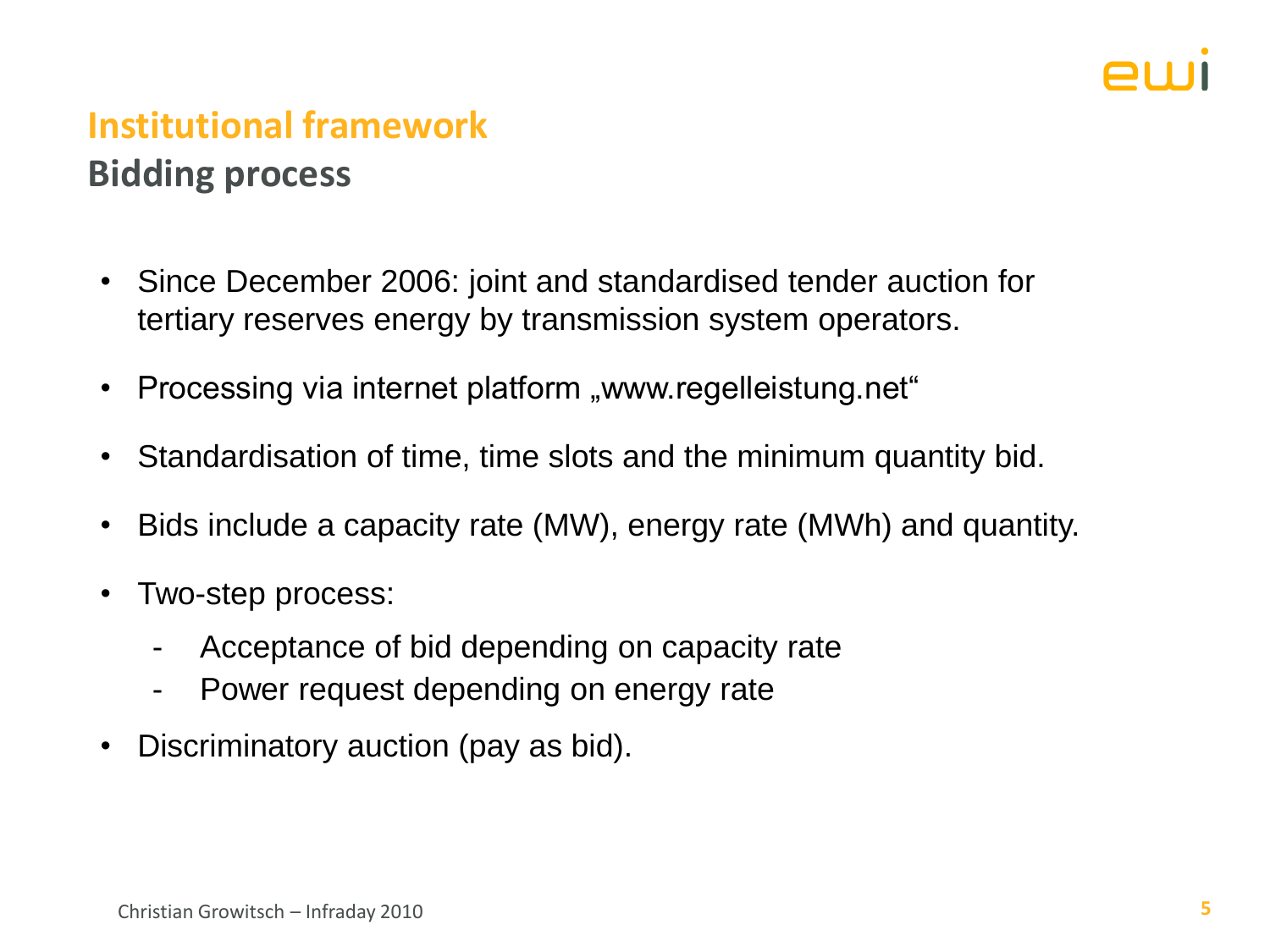# Institutional framework

## Bidding process

- Since December 2006: joint and standardised tender auction for tertiary reserves energy by transmission system operators.
- Processing via internet platform „www.regelleistung.net“
- Standardisation of time, time slots and the minimum quantity bid.
- Bids include a capacity rate (MW), energy rate (MWh) and quantity.
- Two-step process:
  - Acceptance of bid depending on capacity rate
  - Power request depending on energy rate
- Discriminatory auction (pay as bid).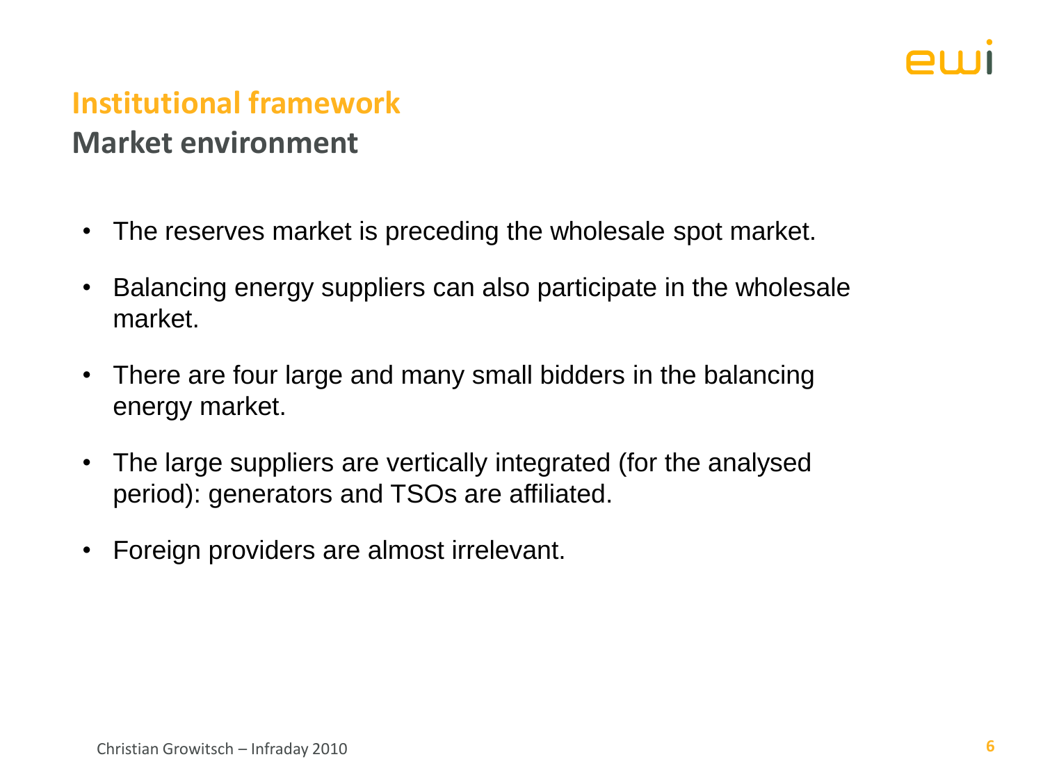## Institutional framework

### Market environment

- The reserves market is preceding the wholesale spot market.
- Balancing energy suppliers can also participate in the wholesale market.
- There are four large and many small bidders in the balancing energy market.
- The large suppliers are vertically integrated (for the analysed period): generators and TSOs are affiliated.
- Foreign providers are almost irrelevant.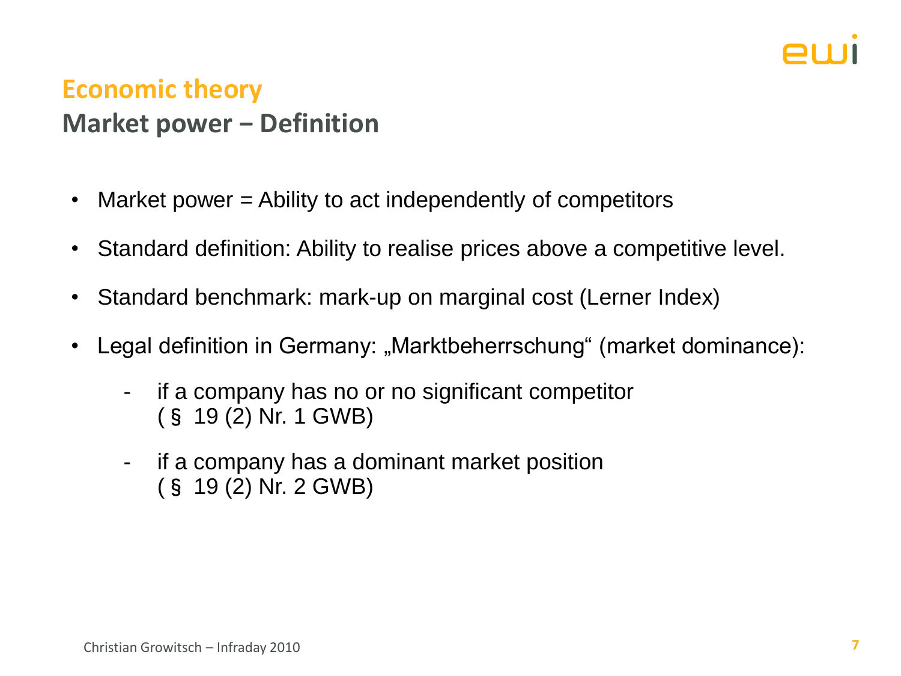## Economic theory

### Market power – Definition

- Market power = Ability to act independently of competitors
- Standard definition: Ability to realise prices above a competitive level.
- Standard benchmark: mark-up on marginal cost (Lerner Index)
- Legal definition in Germany: „Marktbeherrschung“ (market dominance):
  - if a company has no or no significant competitor (§ 19 (2) Nr. 1 GWB)
  - if a company has a dominant market position (§ 19 (2) Nr. 2 GWB)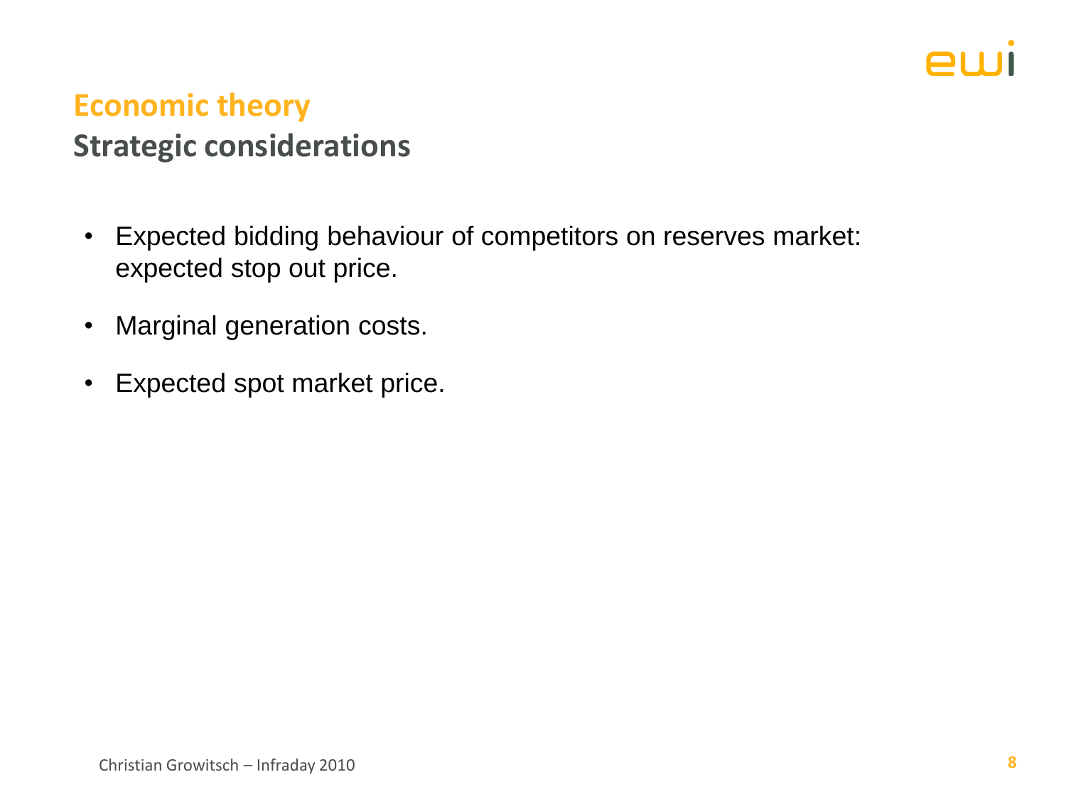# Economic theory

## Strategic considerations

- Expected bidding behaviour of competitors on reserves market: expected stop out price.
- Marginal generation costs.
- Expected spot market price.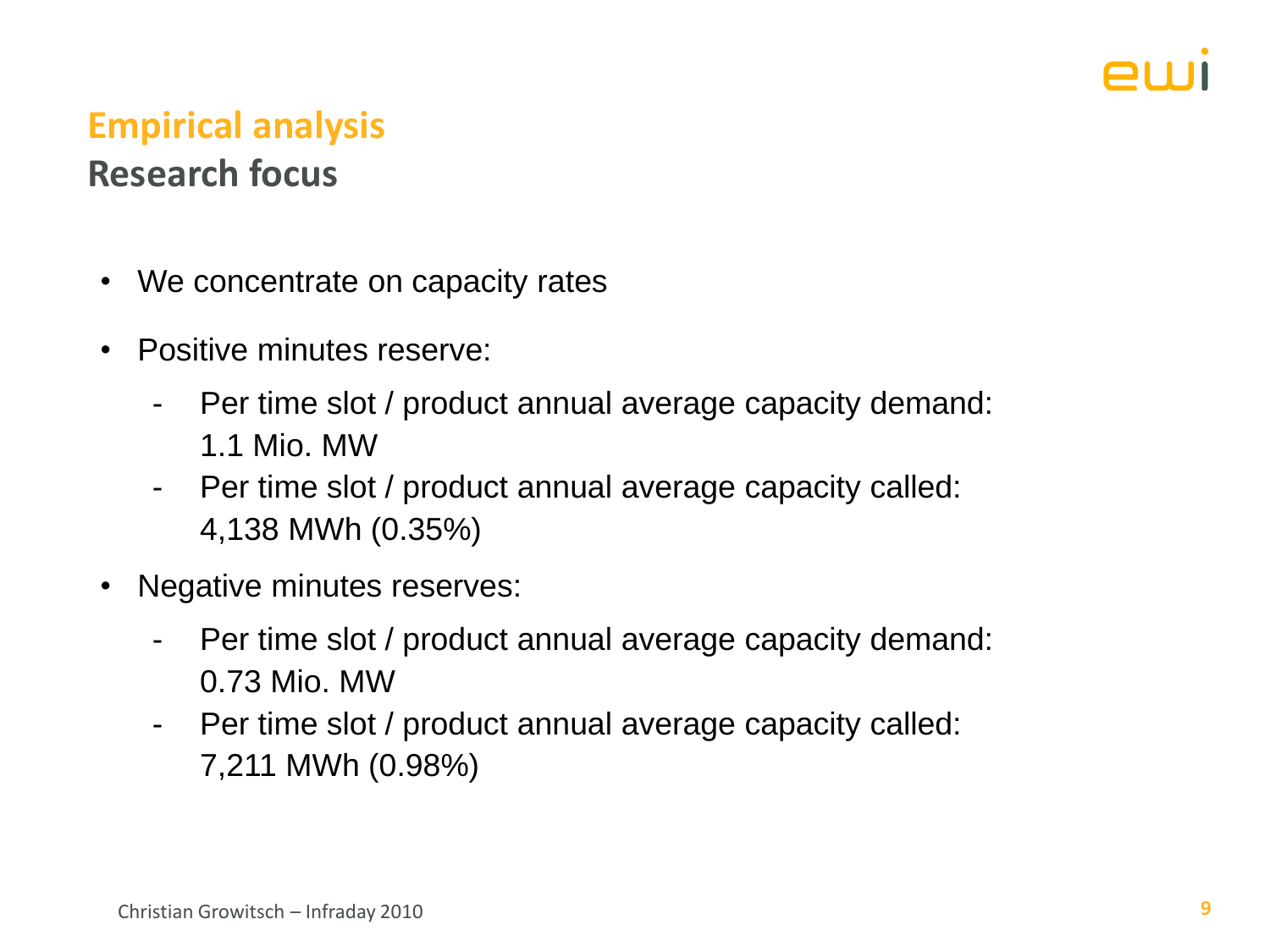## Empirical analysis

### Research focus

- We concentrate on capacity rates
- Positive minutes reserve:
  - Per time slot / product annual average capacity demand: 1.1 Mio. MW
  - Per time slot / product annual average capacity called: 4,138 MWh (0.35%)
- Negative minutes reserves:
  - Per time slot / product annual average capacity demand: 0.73 Mio. MW
  - Per time slot / product annual average capacity called: 7,211 MWh (0.98%)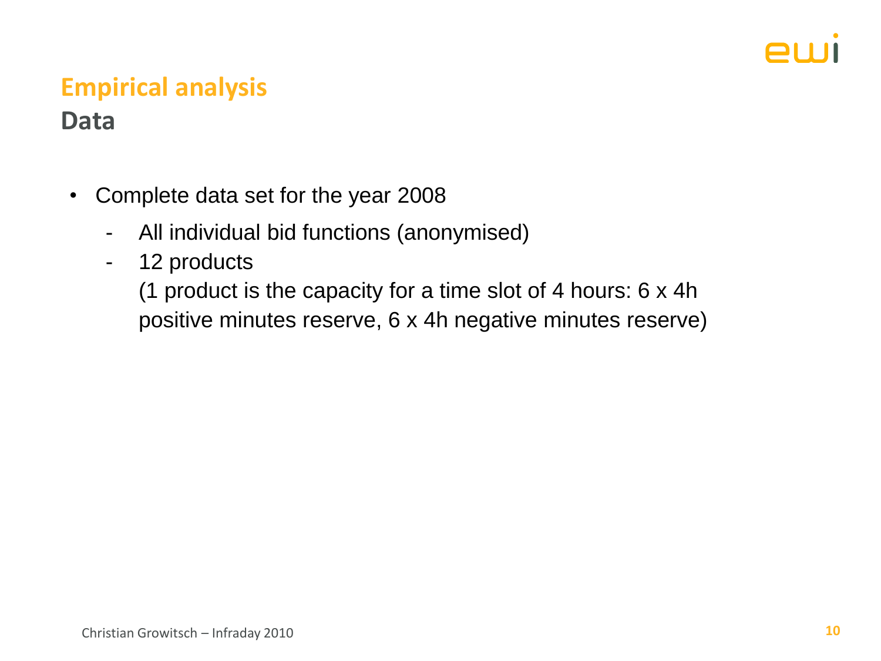# Empirical analysis

## Data

- Complete data set for the year 2008
  - All individual bid functions (anonymised)
  - 12 products
    (1 product is the capacity for a time slot of 4 hours: 6 x 4h positive minutes reserve, 6 x 4h negative minutes reserve)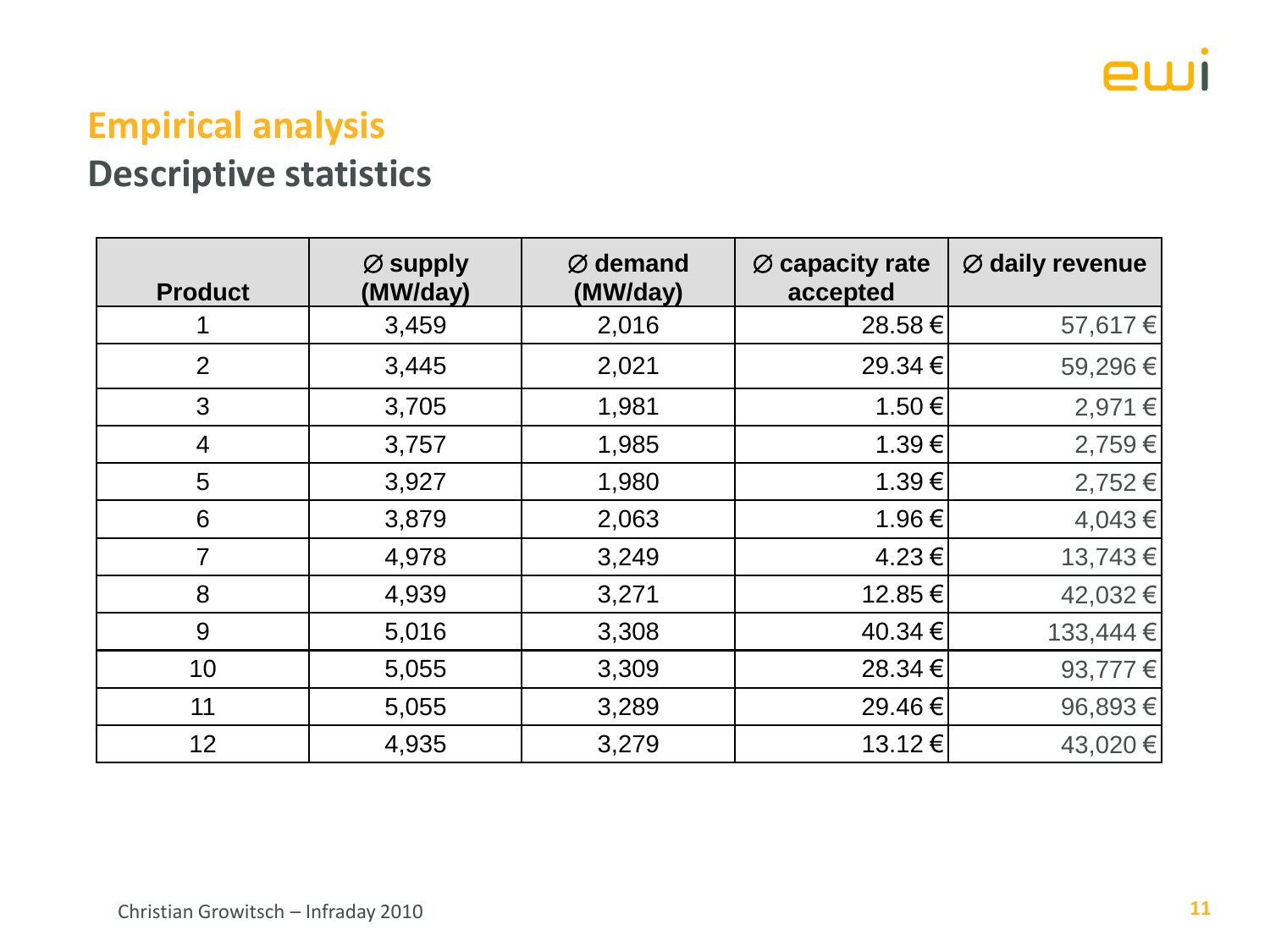# Empirical analysis

## Descriptive statistics

| Product | ∅ supply (MW/day) | ∅ demand (MW/day) | ∅ capacity rate accepted | ∅ daily revenue |
|---|---|---|---|---|
| 1 | 3,459 | 2,016 | 28.58 € | 57,617 € |
| 2 | 3,445 | 2,021 | 29.34 € | 59,296 € |
| 3 | 3,705 | 1,981 | 1.50 € | 2,971 € |
| 4 | 3,757 | 1,985 | 1.39 € | 2,759 € |
| 5 | 3,927 | 1,980 | 1.39 € | 2,752 € |
| 6 | 3,879 | 2,063 | 1.96 € | 4,043 € |
| 7 | 4,978 | 3,249 | 4.23 € | 13,743 € |
| 8 | 4,939 | 3,271 | 12.85 € | 42,032 € |
| 9 | 5,016 | 3,308 | 40.34 € | 133,444 € |
| 10 | 5,055 | 3,309 | 28.34 € | 93,777 € |
| 11 | 5,055 | 3,289 | 29.46 € | 96,893 € |
| 12 | 4,935 | 3,279 | 13.12 € | 43,020 € |

Christian Growitsch – Infraday 2010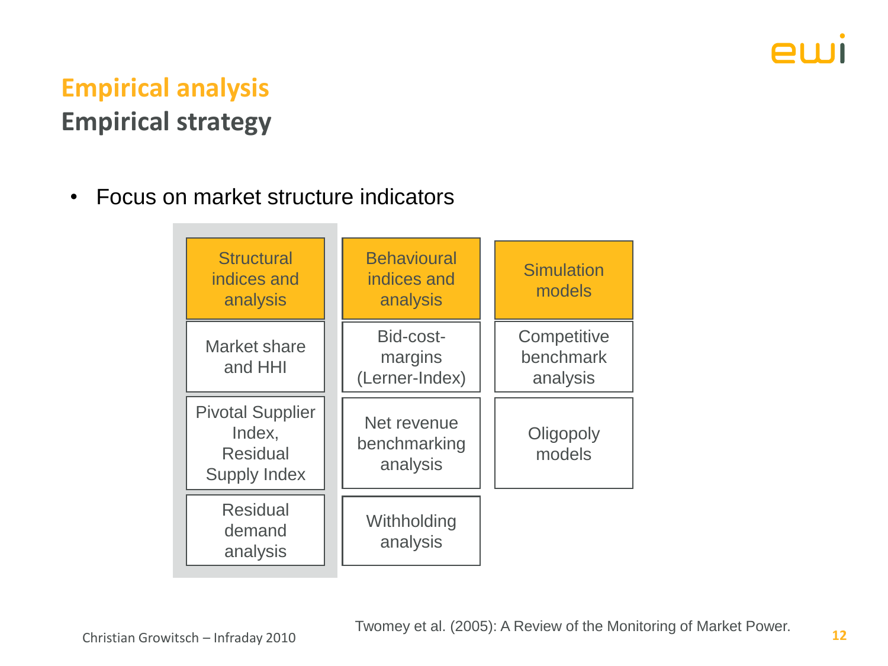# Empirical analysis
## Empirical strategy

- Focus on market structure indicators

| Structural indices and analysis | Behavioural indices and analysis | Simulation models |
|---|---|---|
| Market share and HHI | Bid-cost-margins (Lerner-Index) | Competitive benchmark analysis |
| Pivotal Supplier Index, Residual Supply Index | Net revenue benchmarking analysis | Oligopoly models |
| Residual demand analysis | Withholding analysis | |

Twomey et al. (2005): A Review of the Monitoring of Market Power.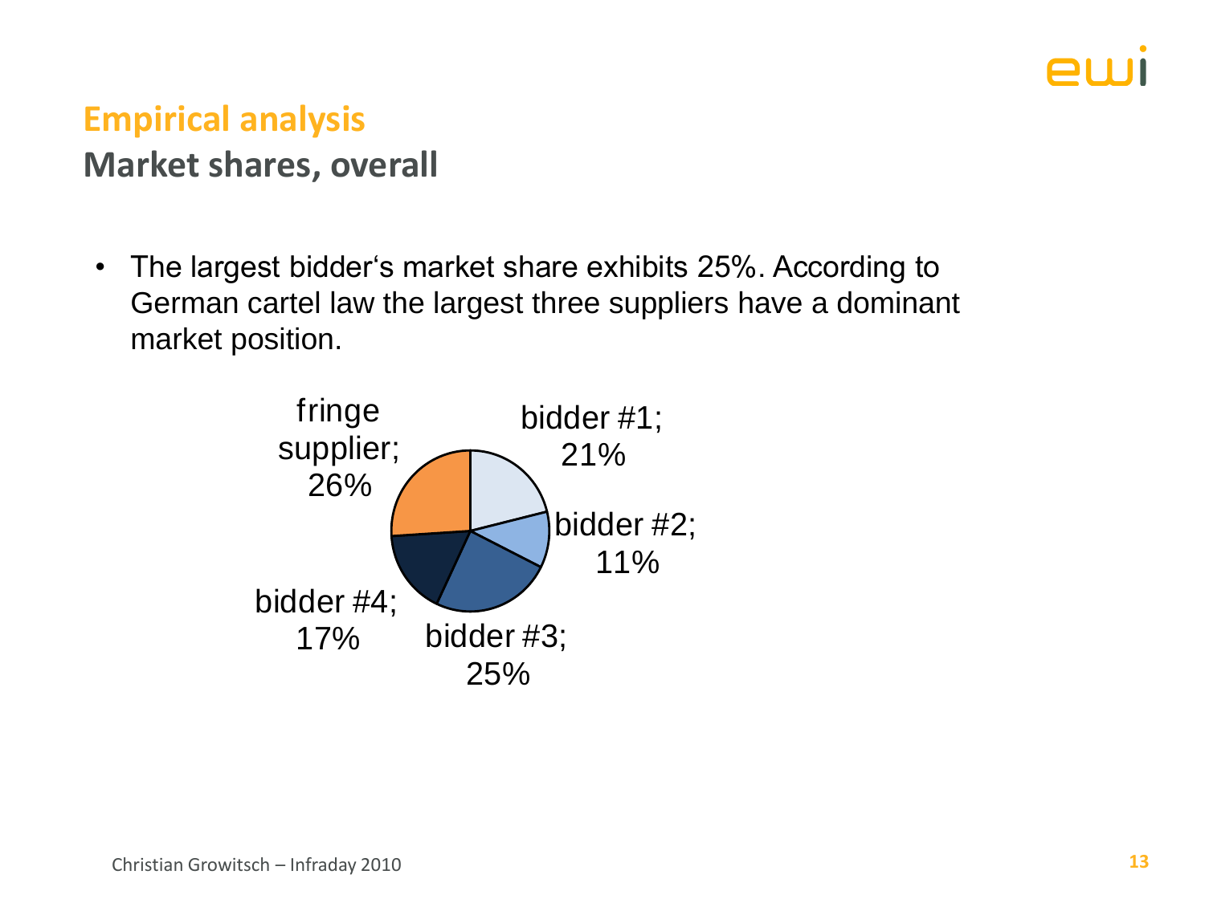# Empirical analysis

## Market shares, overall

- The largest bidder's market share exhibits 25%. According to German cartel law the largest three suppliers have a dominant market position.

fringe supplier; 26%

bidder #1; 21%

bidder #2; 11%

bidder #3; 25%

bidder #4; 17%

Christian Growitsch – Infraday 2010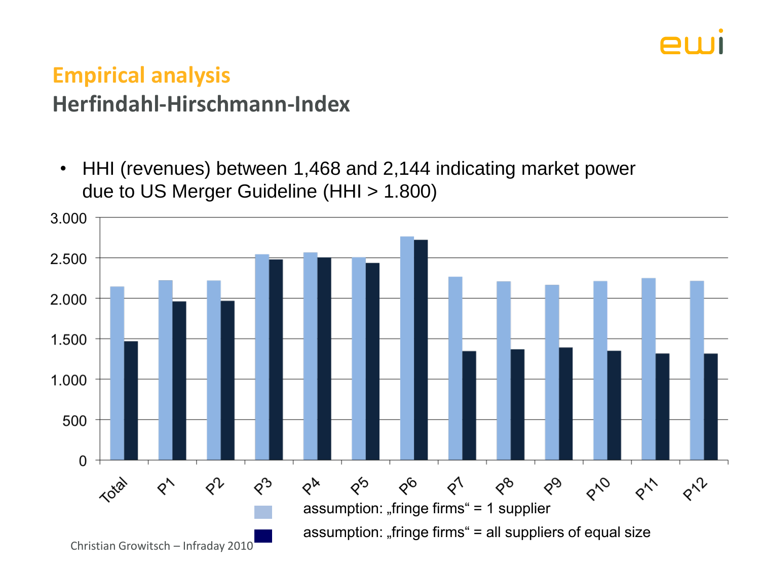# Empirical analysis

## Herfindahl-Hirschmann-Index

- HHI (revenues) between 1,468 and 2,144 indicating market power due to US Merger Guideline (HHI > 1.800)

3.000
2.500
2.000
1.500
1.000
500
0

Total P1 P2 P3 P4 P5 P6 P7 P8 P9 P10 P11 P12

assumption: „fringe firms“ = 1 supplier

assumption: „fringe firms“ = all suppliers of equal size

Christian Growitsch – Infraday 2010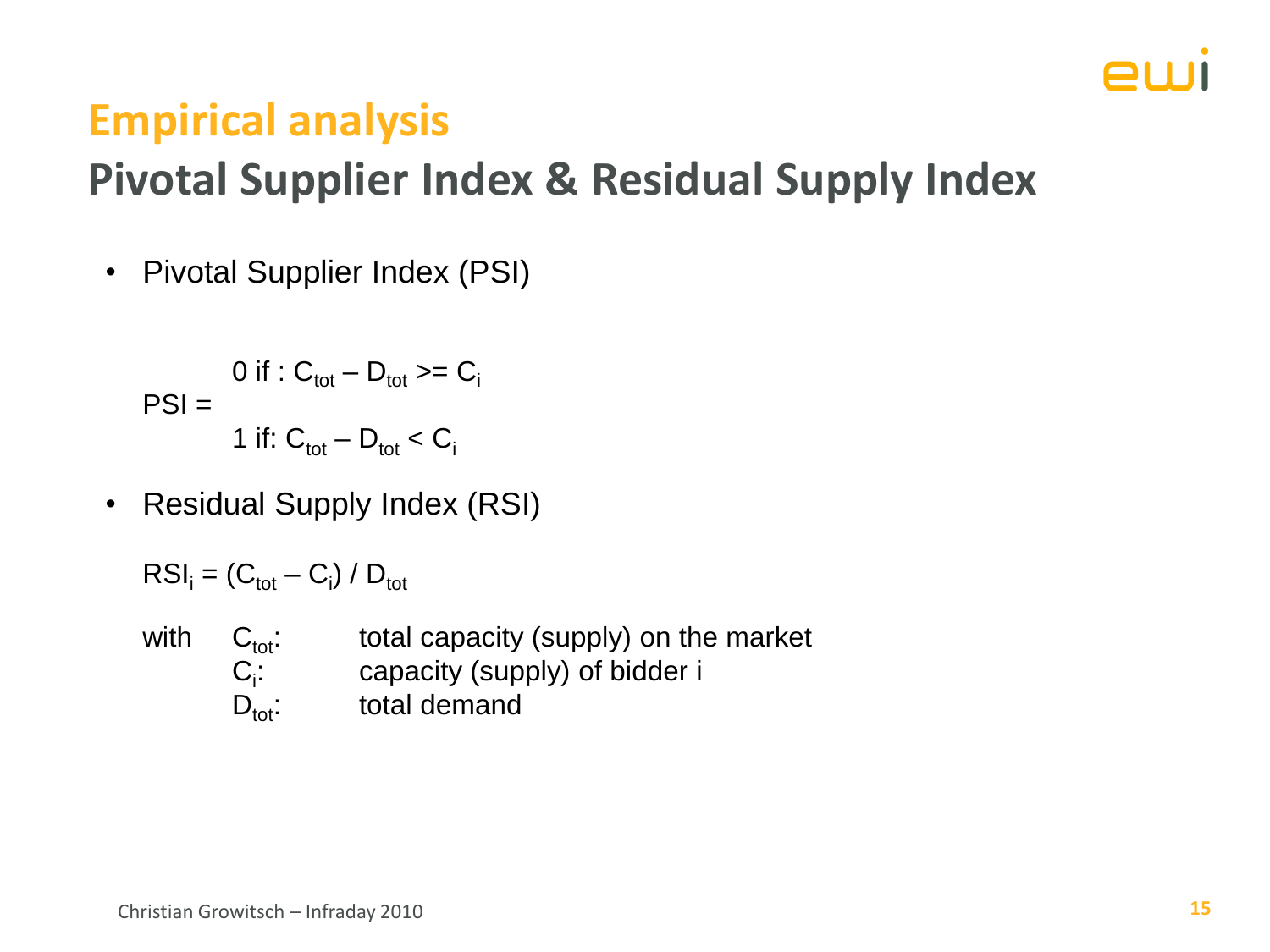# Empirical analysis

## Pivotal Supplier Index & Residual Supply Index

- Pivotal Supplier Index (PSI)

$$
PSI = \begin{cases} 0 \text{ if : } C_{tot} - D_{tot} >= C_i \\ 1 \text{ if: } C_{tot} - D_{tot} < C_i \end{cases}
$$

- Residual Supply Index (RSI)

$$
RSI_i = (C_{tot} - C_i) / D_{tot}
$$

with

| | |
|---|---|
| $C_{tot}$: | total capacity (supply) on the market |
| $C_i$: | capacity (supply) of bidder i |
| $D_{tot}$: | total demand |

Christian Growitsch – Infraday 2010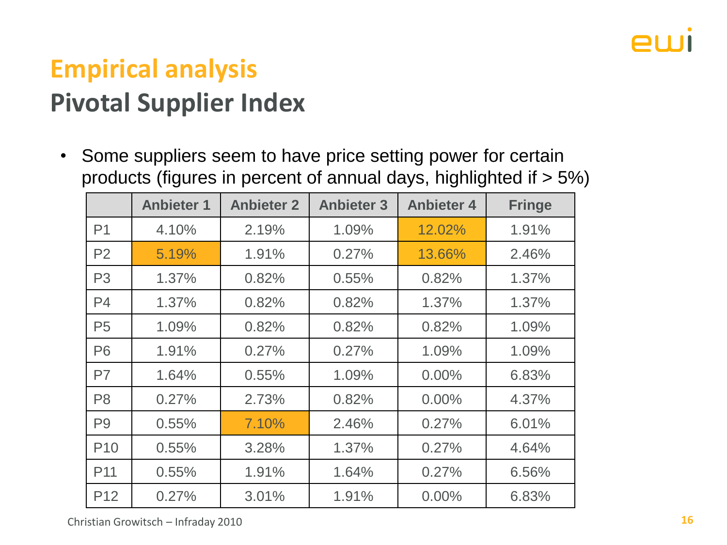# Empirical analysis

## Pivotal Supplier Index

- Some suppliers seem to have price setting power for certain products (figures in percent of annual days, highlighted if > 5%)

| | Anbieter 1 | Anbieter 2 | Anbieter 3 | Anbieter 4 | Fringe |
|---|---|---|---|---|---|
| P1 | 4.10% | 2.19% | 1.09% | **12.02%** | 1.91% |
| P2 | **5.19%** | 1.91% | 0.27% | **13.66%** | 2.46% |
| P3 | 1.37% | 0.82% | 0.55% | 0.82% | 1.37% |
| P4 | 1.37% | 0.82% | 0.82% | 1.37% | 1.37% |
| P5 | 1.09% | 0.82% | 0.82% | 0.82% | 1.09% |
| P6 | 1.91% | 0.27% | 0.27% | 1.09% | 1.09% |
| P7 | 1.64% | 0.55% | 1.09% | 0.00% | 6.83% |
| P8 | 0.27% | 2.73% | 0.82% | 0.00% | 4.37% |
| P9 | 0.55% | **7.10%** | 2.46% | 0.27% | 6.01% |
| P10 | 0.55% | 3.28% | 1.37% | 0.27% | 4.64% |
| P11 | 0.55% | 1.91% | 1.64% | 0.27% | 6.56% |
| P12 | 0.27% | 3.01% | 1.91% | 0.00% | 6.83% |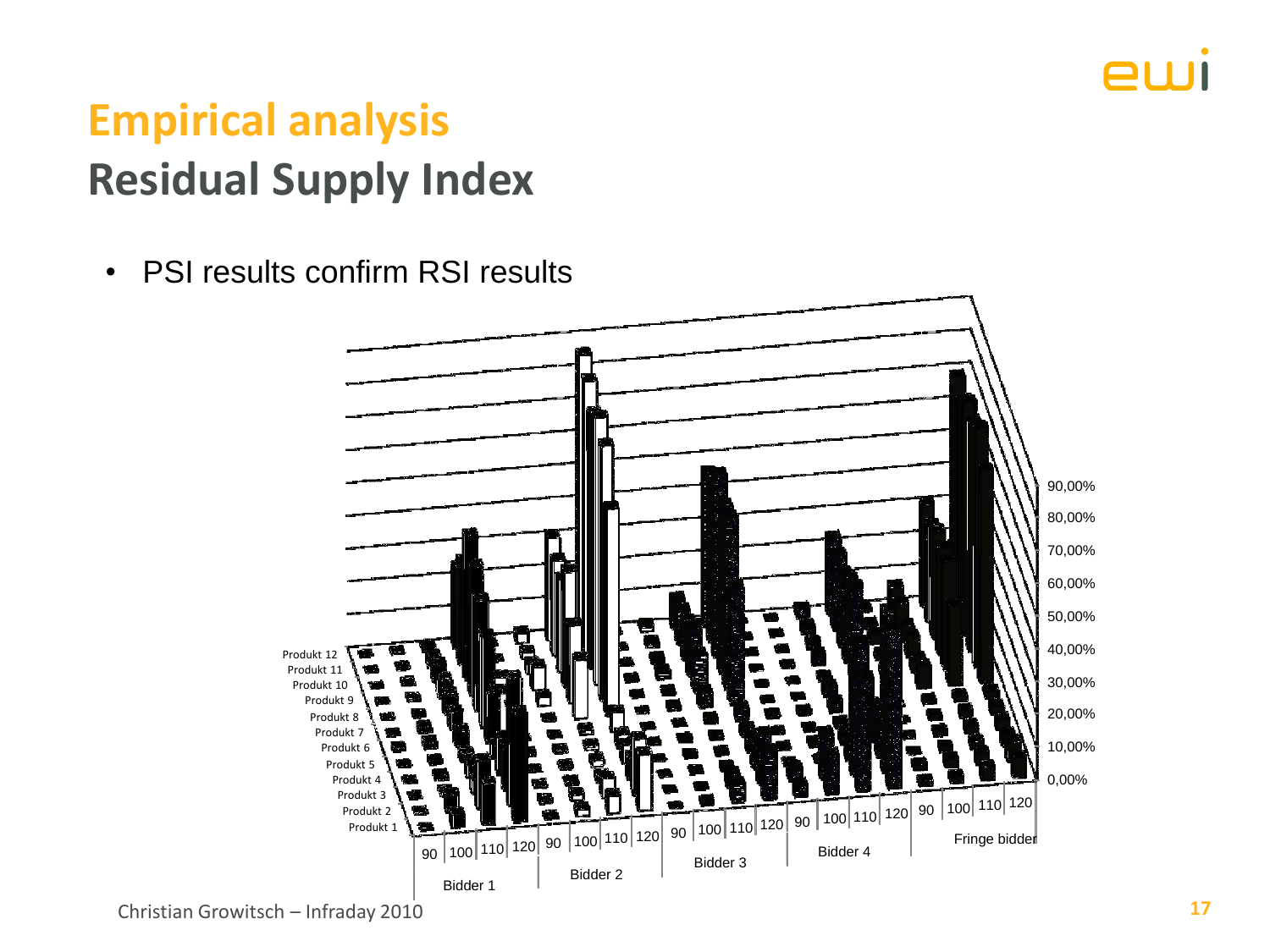# Empirical analysis
## Residual Supply Index

- PSI results confirm RSI results

90,00%
80,00%
70,00%
60,00%
50,00%
40,00%
30,00%
20,00%
10,00%
0,00%

Produkt 12
Produkt 11
Produkt 10
Produkt 9
Produkt 8
Produkt 7
Produkt 6
Produkt 5
Produkt 4
Produkt 3
Produkt 2
Produkt 1

90 100 110 120 90 100 110 120 90 100 110 120 90 100 110 120 90 100 110 120

Bidder 1
Bidder 2
Bidder 3
Bidder 4
Fringe bidder

Christian Growitsch – Infraday 2010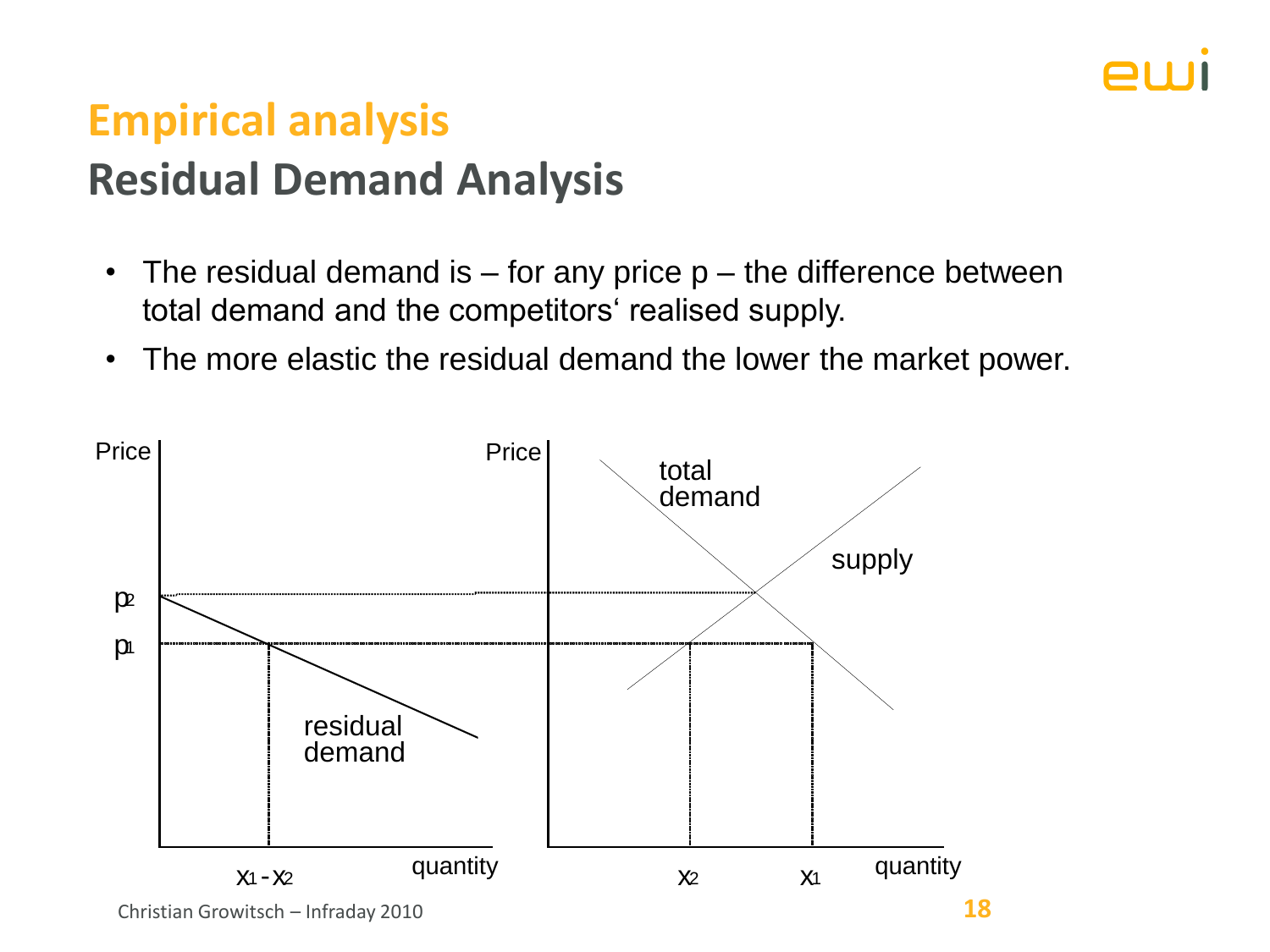# Empirical analysis

## Residual Demand Analysis

- The residual demand is – for any price p – the difference between total demand and the competitors‘ realised supply.
- The more elastic the residual demand the lower the market power.

Price

$p_2$

$p_1$

residual demand

$x_1 - x_2$

quantity

Price

total demand

supply

$x_2$

$x_1$

quantity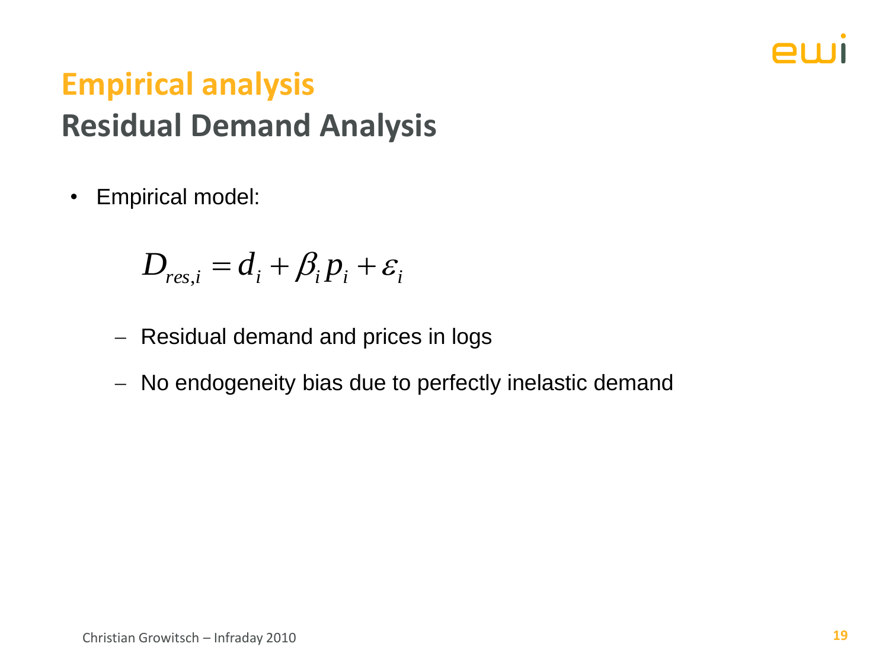# Empirical analysis

## Residual Demand Analysis

- Empirical model:

$$D_{res,i} = d_i + \beta_i p_i + \varepsilon_i$$

  - Residual demand and prices in logs
  - No endogeneity bias due to perfectly inelastic demand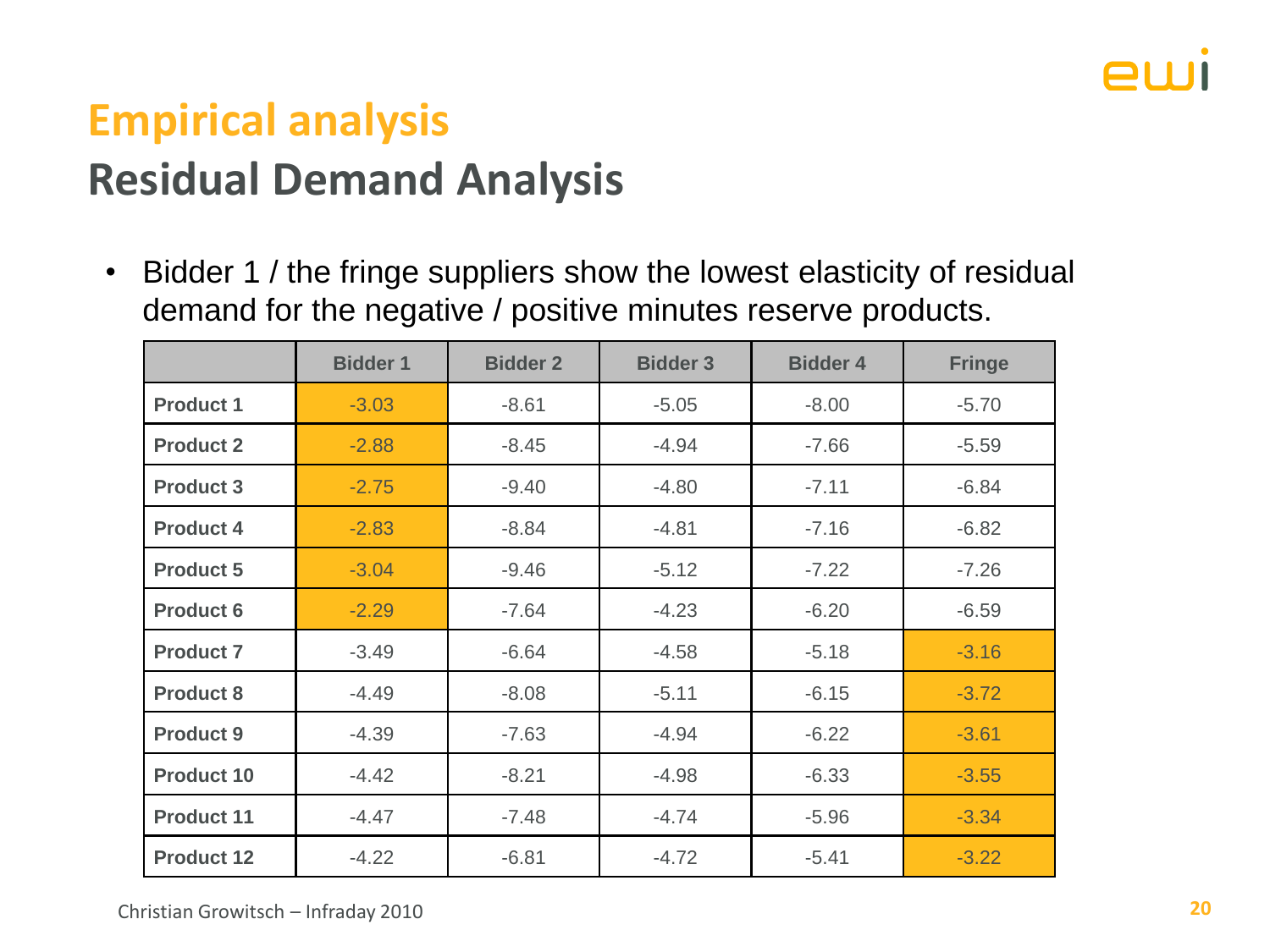# Empirical analysis

## Residual Demand Analysis

- Bidder 1 / the fringe suppliers show the lowest elasticity of residual demand for the negative / positive minutes reserve products.

| | Bidder 1 | Bidder 2 | Bidder 3 | Bidder 4 | Fringe |
|---|---|---|---|---|---|
| **Product 1** | -3.03 | -8.61 | -5.05 | -8.00 | -5.70 |
| **Product 2** | -2.88 | -8.45 | -4.94 | -7.66 | -5.59 |
| **Product 3** | -2.75 | -9.40 | -4.80 | -7.11 | -6.84 |
| **Product 4** | -2.83 | -8.84 | -4.81 | -7.16 | -6.82 |
| **Product 5** | -3.04 | -9.46 | -5.12 | -7.22 | -7.26 |
| **Product 6** | -2.29 | -7.64 | -4.23 | -6.20 | -6.59 |
| **Product 7** | -3.49 | -6.64 | -4.58 | -5.18 | -3.16 |
| **Product 8** | -4.49 | -8.08 | -5.11 | -6.15 | -3.72 |
| **Product 9** | -4.39 | -7.63 | -4.94 | -6.22 | -3.61 |
| **Product 10** | -4.42 | -8.21 | -4.98 | -6.33 | -3.55 |
| **Product 11** | -4.47 | -7.48 | -4.74 | -5.96 | -3.34 |
| **Product 12** | -4.22 | -6.81 | -4.72 | -5.41 | -3.22 |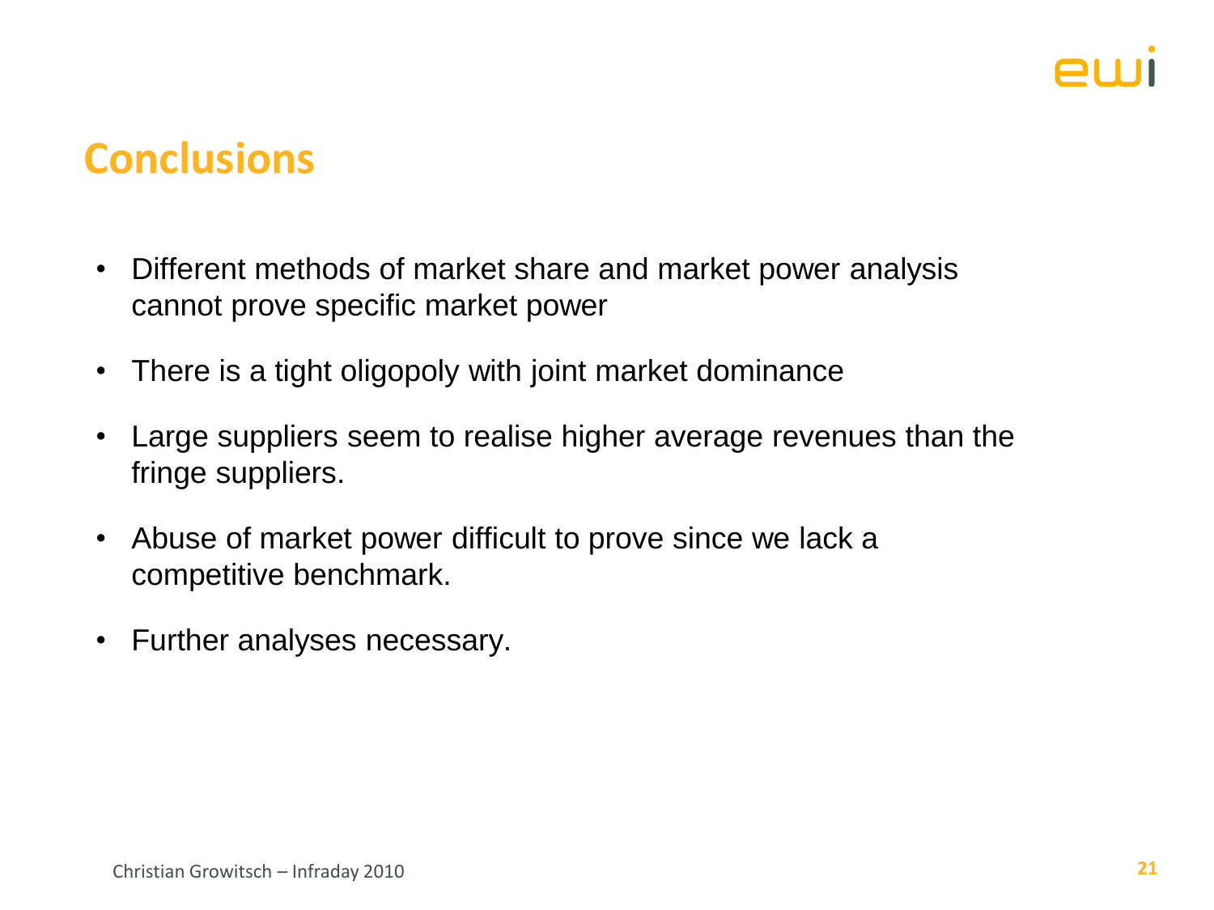# Conclusions

- Different methods of market share and market power analysis cannot prove specific market power
- There is a tight oligopoly with joint market dominance
- Large suppliers seem to realise higher average revenues than the fringe suppliers.
- Abuse of market power difficult to prove since we lack a competitive benchmark.
- Further analyses necessary.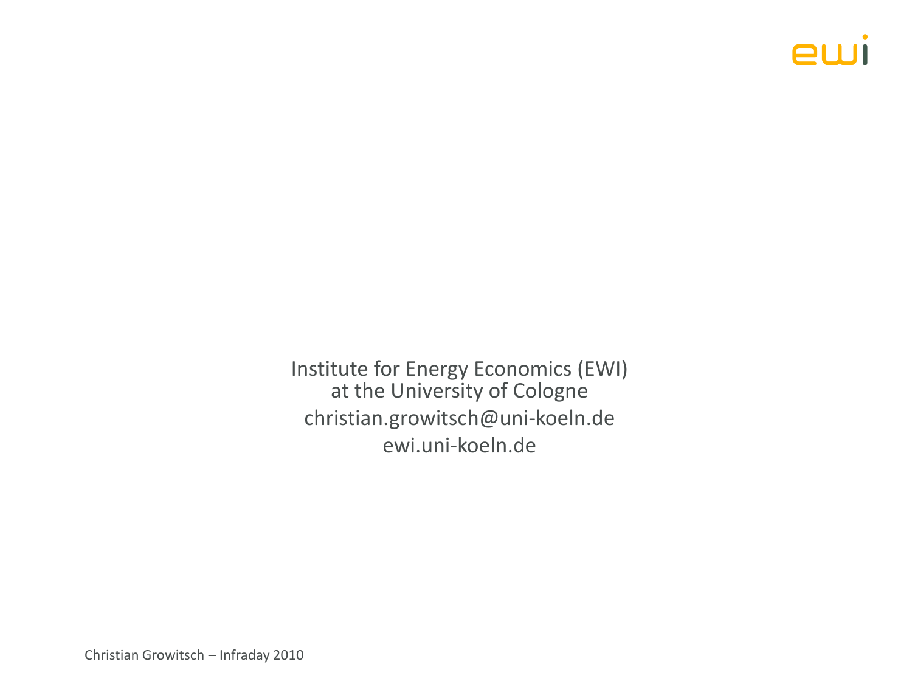Institute for Energy Economics (EWI)
at the University of Cologne
christian.growitsch@uni-koeln.de
ewi.uni-koeln.de